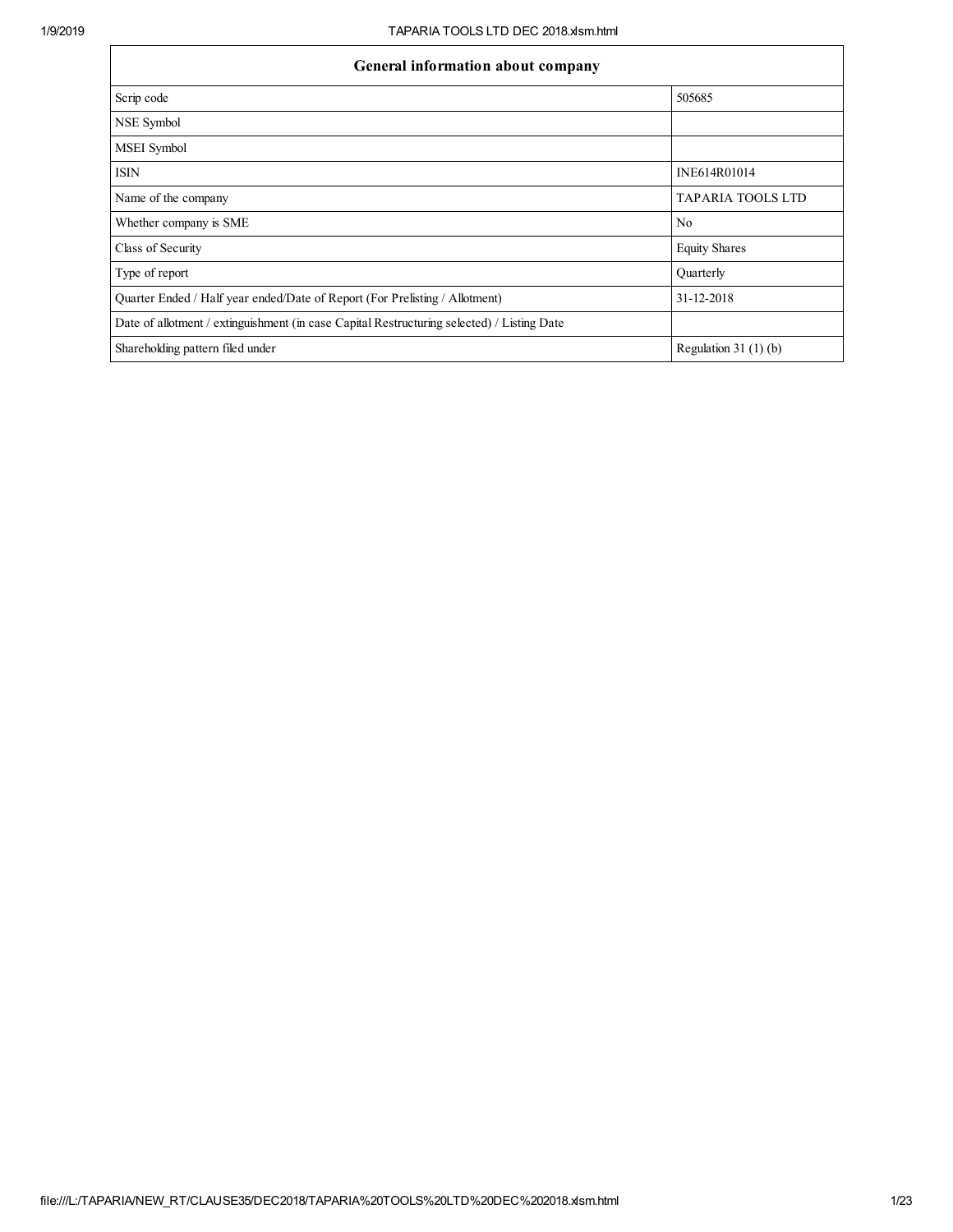| General information about company | |
|---|---|
| Scrip code | 505685 |
| NSE Symbol | |
| MSEI Symbol | |
| ISIN | INE614R01014 |
| Name of the company | TAPARIA TOOLS LTD |
| Whether company is SME | No |
| Class of Security | Equity Shares |
| Type of report | Quarterly |
| Quarter Ended / Half year ended/Date of Report (For Prelisting / Allotment) | 31-12-2018 |
| Date of allotment / extinguishment (in case Capital Restructuring selected) / Listing Date | |
| Shareholding pattern filed under | Regulation 31 (1) (b) |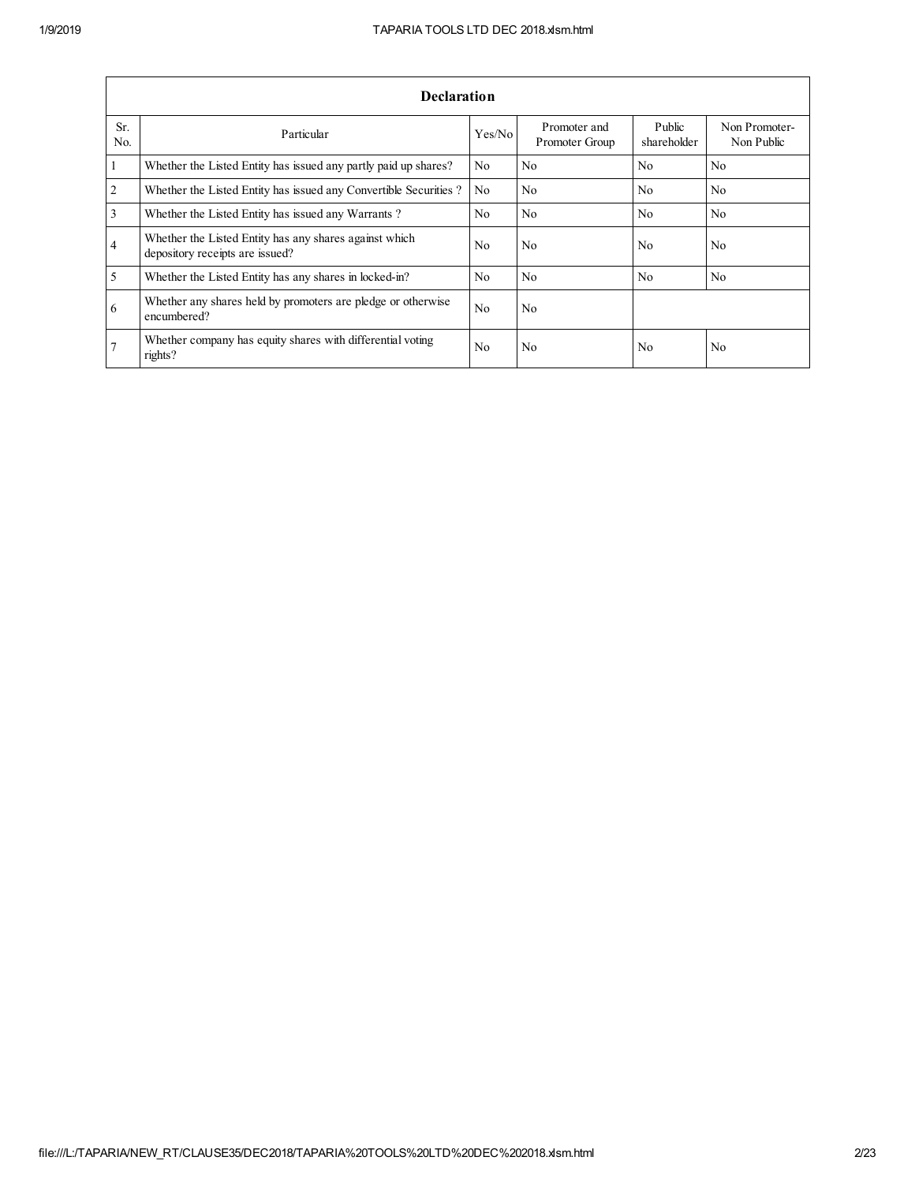| Declaration | | | | | |
|---|---|---|---|---|---|
| Sr. No. | Particular | Yes/No | Promoter and Promoter Group | Public shareholder | Non Promoter- Non Public |
| 1 | Whether the Listed Entity has issued any partly paid up shares? | No | No | No | No |
| 2 | Whether the Listed Entity has issued any Convertible Securities ? | No | No | No | No |
| 3 | Whether the Listed Entity has issued any Warrants ? | No | No | No | No |
| 4 | Whether the Listed Entity has any shares against which depository receipts are issued? | No | No | No | No |
| 5 | Whether the Listed Entity has any shares in locked-in? | No | No | No | No |
| 6 | Whether any shares held by promoters are pledge or otherwise encumbered? | No | No | | |
| 7 | Whether company has equity shares with differential voting rights? | No | No | No | No |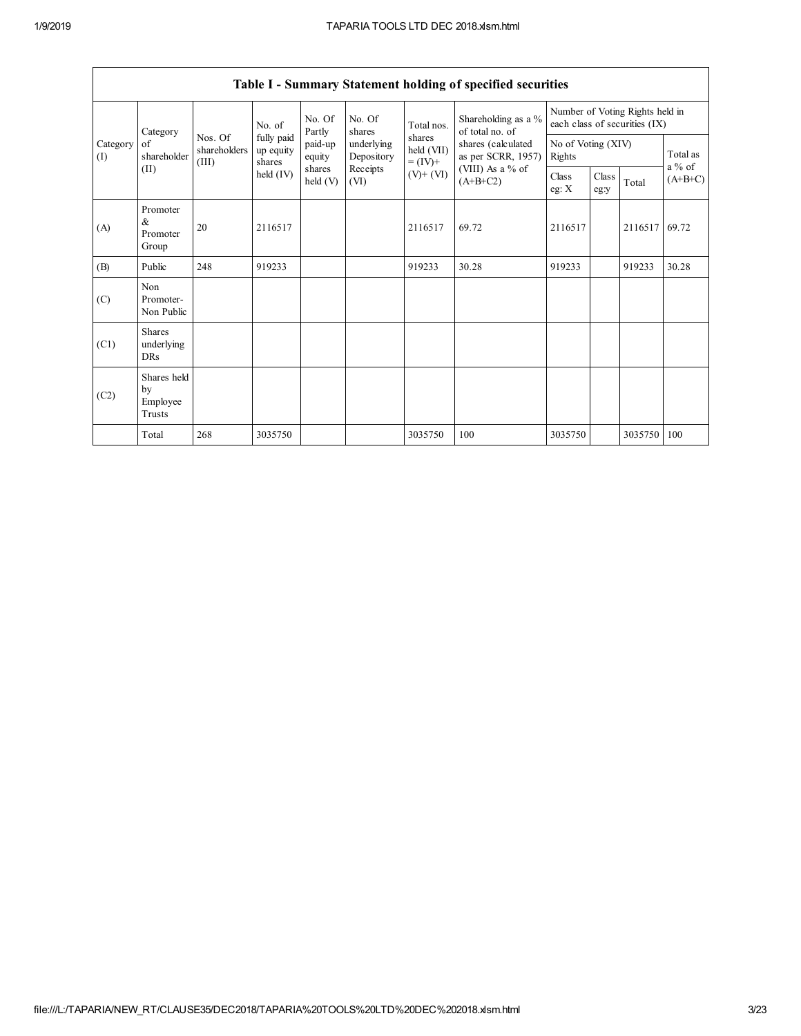| Table I - Summary Statement holding of specified securities | | | | | | | | | | | | |
|---|---|---|---|---|---|---|---|---|---|---|---|---|
| Category (I) | Category of shareholder (II) | Nos. Of shareholders (III) | No. of fully paid up equity shares held (IV) | No. Of Partly paid-up equity shares held (V) | No. Of shares underlying Depository Receipts (VI) | Total nos. shares held (VII) = (IV)+ (V)+ (VI) | Shareholding as a % of total no. of shares (calculated as per SCRR, 1957) (VIII) As a % of (A+B+C2) | Number of Voting Rights held in each class of securities (IX) | | | |
| | | | | | | | | No of Voting (XIV) Rights | | | Total as a % of (A+B+C) |
| | | | | | | | | Class eg: X | Class eg:y | Total | |
| (A) | Promoter & Promoter Group | 20 | 2116517 | | | 2116517 | 69.72 | 2116517 | | 2116517 | 69.72 |
| (B) | Public | 248 | 919233 | | | 919233 | 30.28 | 919233 | | 919233 | 30.28 |
| (C) | Non Promoter- Non Public | | | | | | | | | | |
| (C1) | Shares underlying DRs | | | | | | | | | | |
| (C2) | Shares held by Employee Trusts | | | | | | | | | | |
| | Total | 268 | 3035750 | | | 3035750 | 100 | 3035750 | | 3035750 | 100 |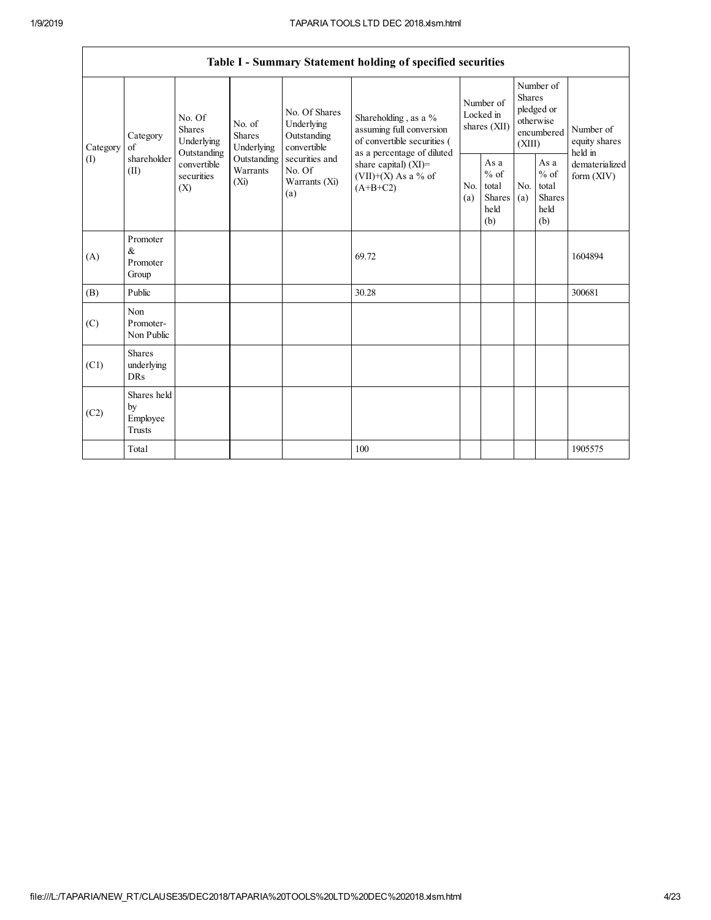## Table I - Summary Statement holding of specified securities

| Category (I) | Category of shareholder (II) | No. Of Shares Underlying Outstanding convertible securities (X) | No. of Shares Underlying Outstanding Warrants (Xi) | No. Of Shares Underlying Outstanding convertible securities and No. Of Warrants (Xi) (a) | Shareholding , as a % assuming full conversion of convertible securities ( as a percentage of diluted share capital) (XI)= (VII)+(X) As a % of (A+B+C2) | Number of Locked in shares (XII) | | Number of Shares pledged or otherwise encumbered (XIII) | | Number of equity shares held in dematerialized form (XIV) |
|---|---|---|---|---|---|---|---|---|---|---|
| | | | | | | No. (a) | As a % of total Shares held (b) | No. (a) | As a % of total Shares held (b) | |
| (A) | Promoter & Promoter Group | | | | 69.72 | | | | | 1604894 |
| (B) | Public | | | | 30.28 | | | | | 300681 |
| (C) | Non Promoter- Non Public | | | | | | | | | |
| (C1) | Shares underlying DRs | | | | | | | | | |
| (C2) | Shares held by Employee Trusts | | | | | | | | | |
| | Total | | | | 100 | | | | | 1905575 |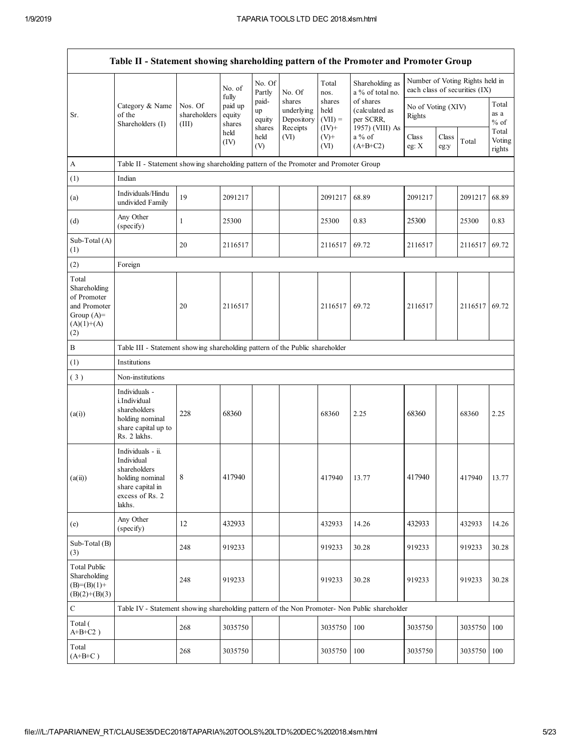| Table II - Statement showing shareholding pattern of the Promoter and Promoter Group | | | | | | | | | | | | |
|---|---|---|---|---|---|---|---|---|---|---|---|---|
| Sr. | Category & Name of the Shareholders (I) | Nos. Of shareholders (III) | No. of fully paid up equity shares held (IV) | No. Of Partly paid-up equity shares held (V) | No. Of shares underlying Depository Receipts (VI) | Total nos. shares held (VII) = (IV)+ (V)+ (VI) | Shareholding as a % of total no. of shares (calculated as per SCRR, 1957) (VIII) As a % of (A+B+C2) | Number of Voting Rights held in each class of securities (IX) | | | |
| | | | | | | | | No of Voting (XIV) Rights | | | Total as a % of Total Voting rights |
| | | | | | | | | Class eg: X | Class eg:y | Total | |
| A | Table II - Statement showing shareholding pattern of the Promoter and Promoter Group | | | | | | | | | | |
| (1) | Indian | | | | | | | | | | |
| (a) | Individuals/Hindu undivided Family | 19 | 2091217 | | | 2091217 | 68.89 | 2091217 | | 2091217 | 68.89 |
| (d) | Any Other (specify) | 1 | 25300 | | | 25300 | 0.83 | 25300 | | 25300 | 0.83 |
| Sub-Total (A) (1) | | 20 | 2116517 | | | 2116517 | 69.72 | 2116517 | | 2116517 | 69.72 |
| (2) | Foreign | | | | | | | | | | |
| Total Shareholding of Promoter and Promoter Group (A)= (A)(1)+(A)(2) | | 20 | 2116517 | | | 2116517 | 69.72 | 2116517 | | 2116517 | 69.72 |
| B | Table III - Statement showing shareholding pattern of the Public shareholder | | | | | | | | | | |
| (1) | Institutions | | | | | | | | | | |
| (3) | Non-institutions | | | | | | | | | | |
| (a(i)) | Individuals - i.Individual shareholders holding nominal share capital up to Rs. 2 lakhs. | 228 | 68360 | | | 68360 | 2.25 | 68360 | | 68360 | 2.25 |
| (a(ii)) | Individuals - ii. Individual shareholders holding nominal share capital in excess of Rs. 2 lakhs. | 8 | 417940 | | | 417940 | 13.77 | 417940 | | 417940 | 13.77 |
| (e) | Any Other (specify) | 12 | 432933 | | | 432933 | 14.26 | 432933 | | 432933 | 14.26 |
| Sub-Total (B) (3) | | 248 | 919233 | | | 919233 | 30.28 | 919233 | | 919233 | 30.28 |
| Total Public Shareholding (B)=(B)(1)+(B)(2)+(B)(3) | | 248 | 919233 | | | 919233 | 30.28 | 919233 | | 919233 | 30.28 |
| C | Table IV - Statement showing shareholding pattern of the Non Promoter- Non Public shareholder | | | | | | | | | | |
| Total ( A+B+C2 ) | | 268 | 3035750 | | | 3035750 | 100 | 3035750 | | 3035750 | 100 |
| Total (A+B+C ) | | 268 | 3035750 | | | 3035750 | 100 | 3035750 | | 3035750 | 100 |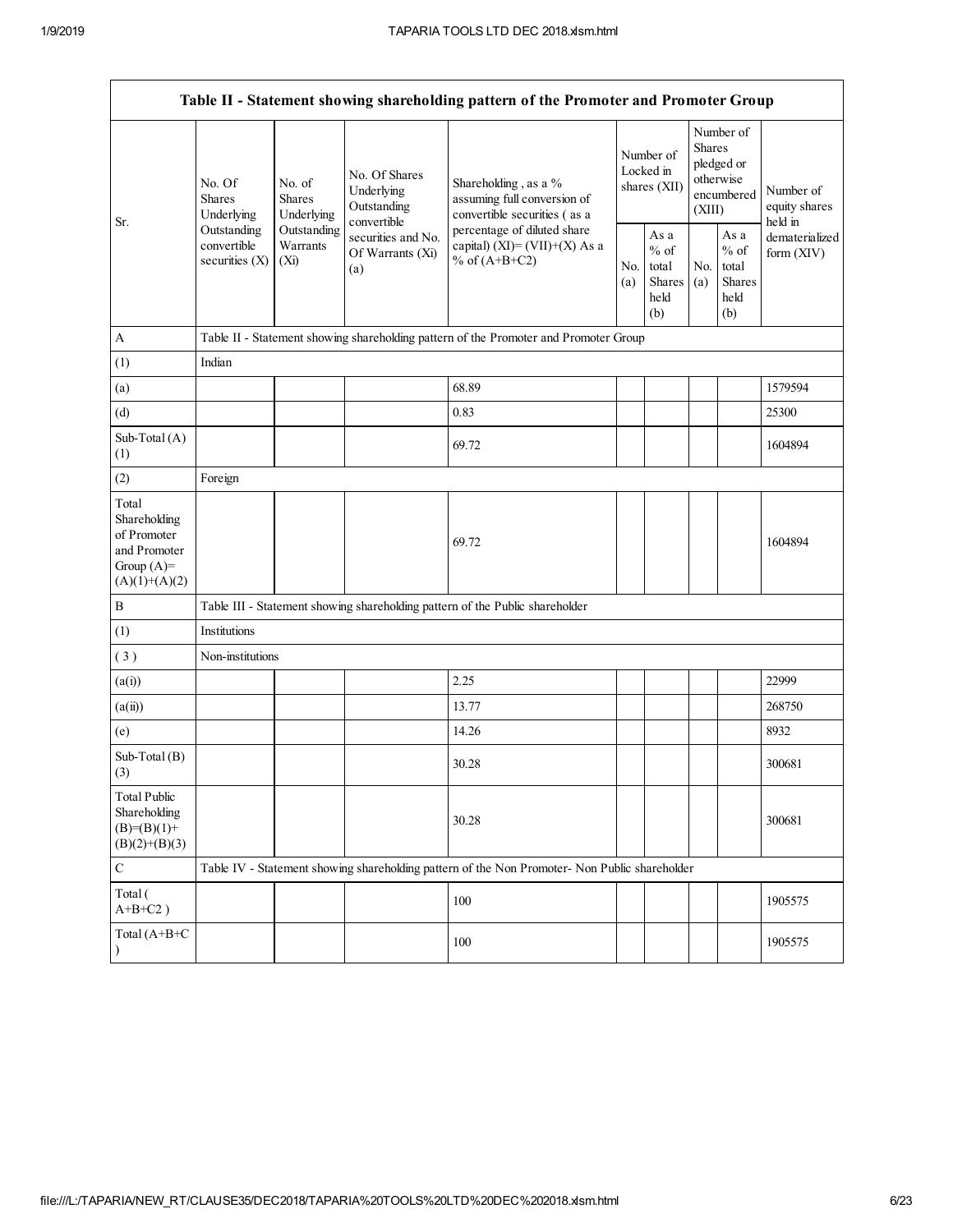| Table II - Statement showing shareholding pattern of the Promoter and Promoter Group | | | | | | | | | |
|---|---|---|---|---|---|---|---|---|---|
| Sr. | No. Of Shares Underlying Outstanding convertible securities (X) | No. of Shares Underlying Outstanding Warrants (Xi) | No. Of Shares Underlying Outstanding convertible securities and No. Of Warrants (Xi) (a) | Shareholding , as a % assuming full conversion of convertible securities ( as a percentage of diluted share capital) (XI)= (VII)+(X) As a % of (A+B+C2) | Number of Locked in shares (XII) | | Number of Shares pledged or otherwise encumbered (XIII) | | Number of equity shares held in dematerialized form (XIV) |
| | | | | | No. (a) | As a % of total Shares held (b) | No. (a) | As a % of total Shares held (b) | |
| A | Table II - Statement showing shareholding pattern of the Promoter and Promoter Group | | | | | | | | |
| (1) | Indian | | | | | | | | |
| (a) | | | | 68.89 | | | | | 1579594 |
| (d) | | | | 0.83 | | | | | 25300 |
| Sub-Total (A) (1) | | | | 69.72 | | | | | 1604894 |
| (2) | Foreign | | | | | | | | |
| Total Shareholding of Promoter and Promoter Group (A)= (A)(1)+(A)(2) | | | | 69.72 | | | | | 1604894 |
| B | Table III - Statement showing shareholding pattern of the Public shareholder | | | | | | | | |
| (1) | Institutions | | | | | | | | |
| ( 3 ) | Non-institutions | | | | | | | | |
| (a(i)) | | | | 2.25 | | | | | 22999 |
| (a(ii)) | | | | 13.77 | | | | | 268750 |
| (e) | | | | 14.26 | | | | | 8932 |
| Sub-Total (B) (3) | | | | 30.28 | | | | | 300681 |
| Total Public Shareholding (B)=(B)(1)+ (B)(2)+(B)(3) | | | | 30.28 | | | | | 300681 |
| C | Table IV - Statement showing shareholding pattern of the Non Promoter- Non Public shareholder | | | | | | | | |
| Total ( A+B+C2 ) | | | | 100 | | | | | 1905575 |
| Total (A+B+C ) | | | | 100 | | | | | 1905575 |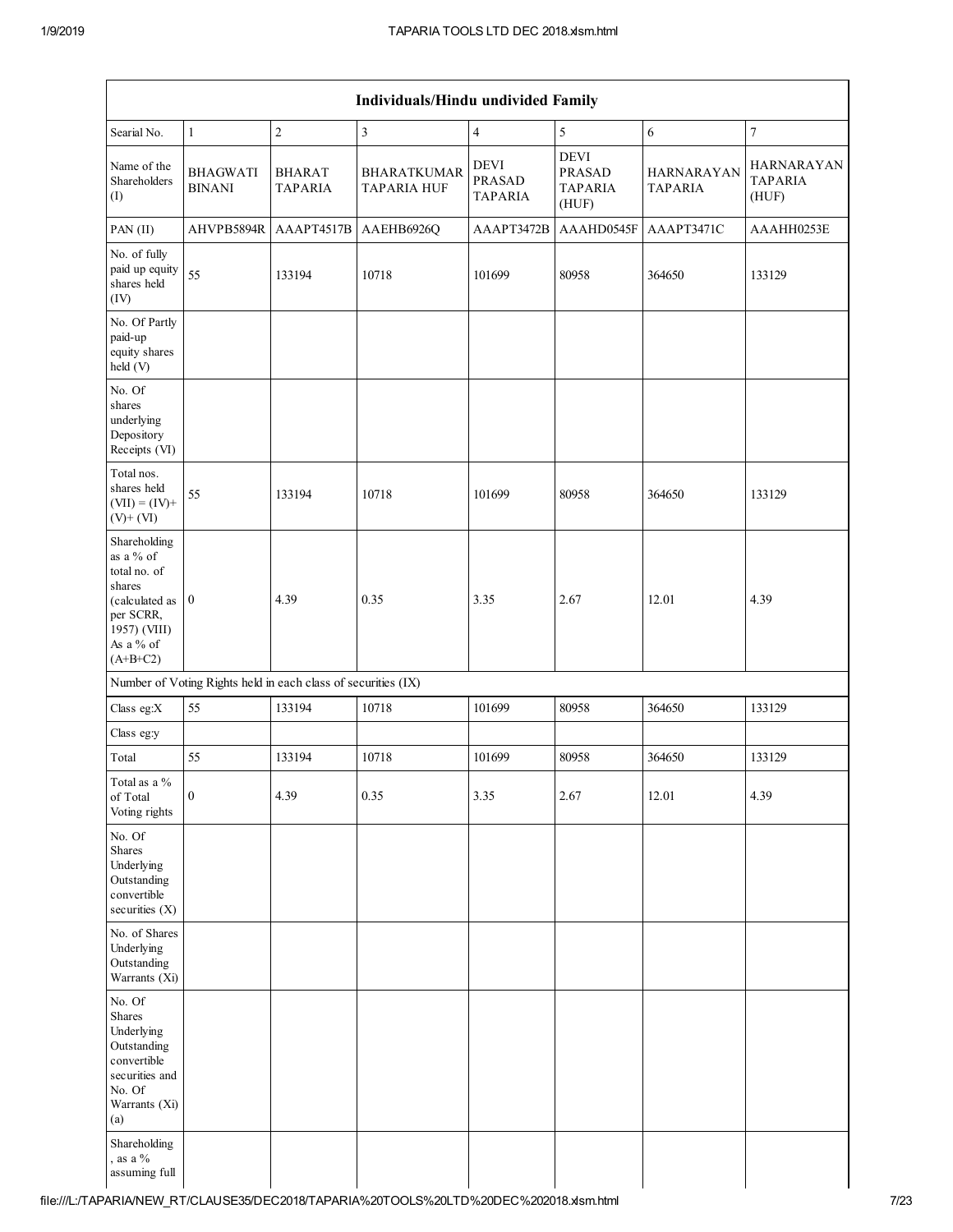| Individuals/Hindu undivided Family | | | | | | | |
|---|---|---|---|---|---|---|---|
| Searial No. | 1 | 2 | 3 | 4 | 5 | 6 | 7 |
| Name of the Shareholders (I) | BHAGWATI BINANI | BHARAT TAPARIA | BHARATKUMAR TAPARIA HUF | DEVI PRASAD TAPARIA | DEVI PRASAD TAPARIA (HUF) | HARNARAYAN TAPARIA | HARNARAYAN TAPARIA (HUF) |
| PAN (II) | AHVPB5894R | AAAPT4517B | AAEHB6926Q | AAAPT3472B | AAAHD0545F | AAAPT3471C | AAAHH0253E |
| No. of fully paid up equity shares held (IV) | 55 | 133194 | 10718 | 101699 | 80958 | 364650 | 133129 |
| No. Of Partly paid-up equity shares held (V) | | | | | | | |
| No. Of shares underlying Depository Receipts (VI) | | | | | | | |
| Total nos. shares held (VII) = (IV)+ (V)+ (VI) | 55 | 133194 | 10718 | 101699 | 80958 | 364650 | 133129 |
| Shareholding as a % of total no. of shares (calculated as per SCRR, 1957) (VIII) As a % of (A+B+C2) | 0 | 4.39 | 0.35 | 3.35 | 2.67 | 12.01 | 4.39 |
| Number of Voting Rights held in each class of securities (IX) | | | | | | | |
| Class eg:X | 55 | 133194 | 10718 | 101699 | 80958 | 364650 | 133129 |
| Class eg:y | | | | | | | |
| Total | 55 | 133194 | 10718 | 101699 | 80958 | 364650 | 133129 |
| Total as a % of Total Voting rights | 0 | 4.39 | 0.35 | 3.35 | 2.67 | 12.01 | 4.39 |
| No. Of Shares Underlying Outstanding convertible securities (X) | | | | | | | |
| No. of Shares Underlying Outstanding Warrants (Xi) | | | | | | | |
| No. Of Shares Underlying Outstanding convertible securities and No. Of Warrants (Xi) (a) | | | | | | | |
| Shareholding , as a % assuming full | | | | | | | |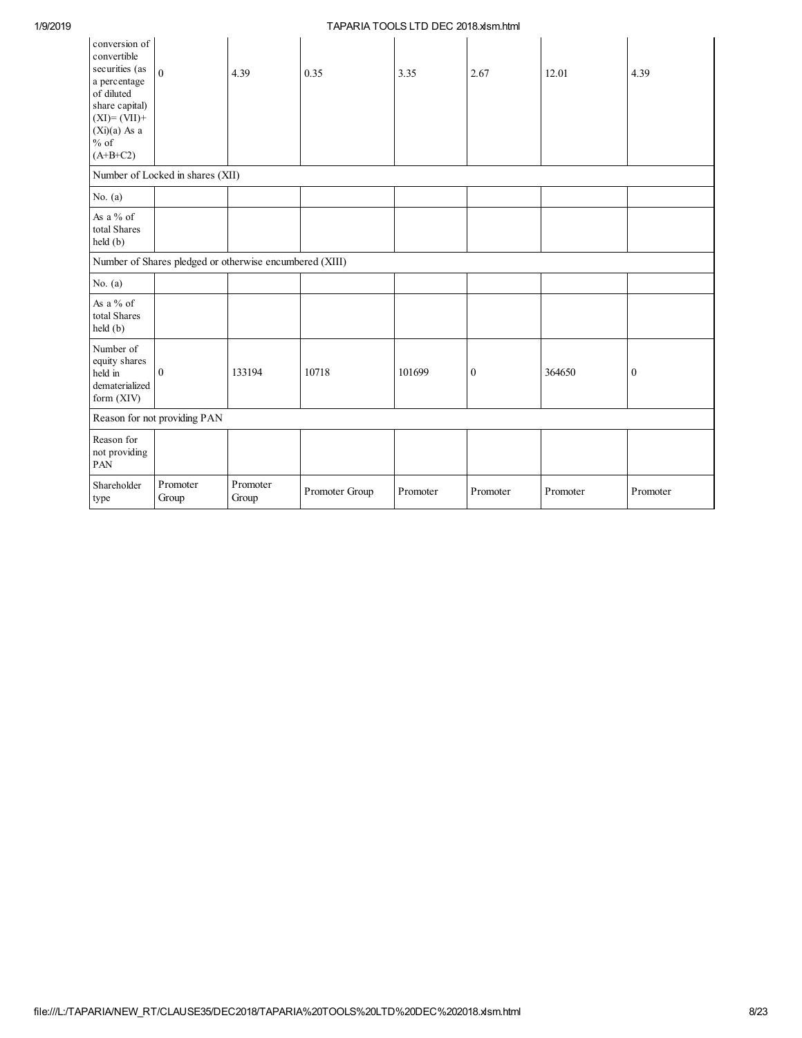| conversion of convertible securities (as a percentage of diluted share capital) (XI)= (VII)+(Xi)(a) As a % of (A+B+C2) | 0 | 4.39 | 0.35 | 3.35 | 2.67 | 12.01 | 4.39 |
|---|---|---|---|---|---|---|---|
| Number of Locked in shares (XII) | | | | | | | |
| No. (a) | | | | | | | |
| As a % of total Shares held (b) | | | | | | | |
| Number of Shares pledged or otherwise encumbered (XIII) | | | | | | | |
| No. (a) | | | | | | | |
| As a % of total Shares held (b) | | | | | | | |
| Number of equity shares held in dematerialized form (XIV) | 0 | 133194 | 10718 | 101699 | 0 | 364650 | 0 |
| Reason for not providing PAN | | | | | | | |
| Reason for not providing PAN | | | | | | | |
| Shareholder type | Promoter Group | Promoter Group | Promoter Group | Promoter | Promoter | Promoter | Promoter |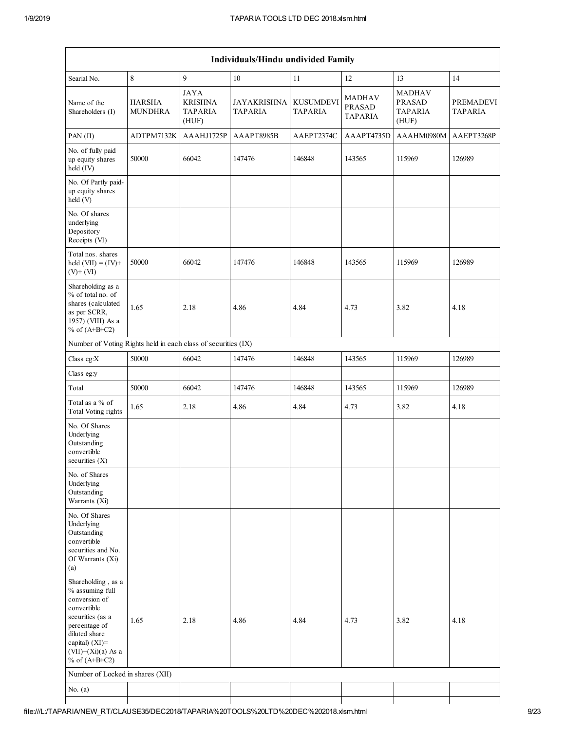| Individuals/Hindu undivided Family | | | | | | | |
|---|---|---|---|---|---|---|---|
| Searial No. | 8 | 9 | 10 | 11 | 12 | 13 | 14 |
| Name of the Shareholders (I) | HARSHA MUNDHRA | JAYA KRISHNA TAPARIA (HUF) | JAYAKRISHNA TAPARIA | KUSUMDEVI TAPARIA | MADHAV PRASAD TAPARIA | MADHAV PRASAD TAPARIA (HUF) | PREMADEVI TAPARIA |
| PAN (II) | ADTPM7132K | AAAHJ1725P | AAAPT8985B | AAEPT2374C | AAAPT4735D | AAAHM0980M | AAEPT3268P |
| No. of fully paid up equity shares held (IV) | 50000 | 66042 | 147476 | 146848 | 143565 | 115969 | 126989 |
| No. Of Partly paid-up equity shares held (V) | | | | | | | |
| No. Of shares underlying Depository Receipts (VI) | | | | | | | |
| Total nos. shares held (VII) = (IV)+ (V)+ (VI) | 50000 | 66042 | 147476 | 146848 | 143565 | 115969 | 126989 |
| Shareholding as a % of total no. of shares (calculated as per SCRR, 1957) (VIII) As a % of (A+B+C2) | 1.65 | 2.18 | 4.86 | 4.84 | 4.73 | 3.82 | 4.18 |
| Number of Voting Rights held in each class of securities (IX) | | | | | | | |
| Class eg:X | 50000 | 66042 | 147476 | 146848 | 143565 | 115969 | 126989 |
| Class eg:y | | | | | | | |
| Total | 50000 | 66042 | 147476 | 146848 | 143565 | 115969 | 126989 |
| Total as a % of Total Voting rights | 1.65 | 2.18 | 4.86 | 4.84 | 4.73 | 3.82 | 4.18 |
| No. Of Shares Underlying Outstanding convertible securities (X) | | | | | | | |
| No. of Shares Underlying Outstanding Warrants (Xi) | | | | | | | |
| No. Of Shares Underlying Outstanding convertible securities and No. Of Warrants (Xi) (a) | | | | | | | |
| Shareholding , as a % assuming full conversion of convertible securities (as a percentage of diluted share capital) (XI)= (VII)+(Xi)(a) As a % of (A+B+C2) | 1.65 | 2.18 | 4.86 | 4.84 | 4.73 | 3.82 | 4.18 |
| Number of Locked in shares (XII) | | | | | | | |
| No. (a) | | | | | | | |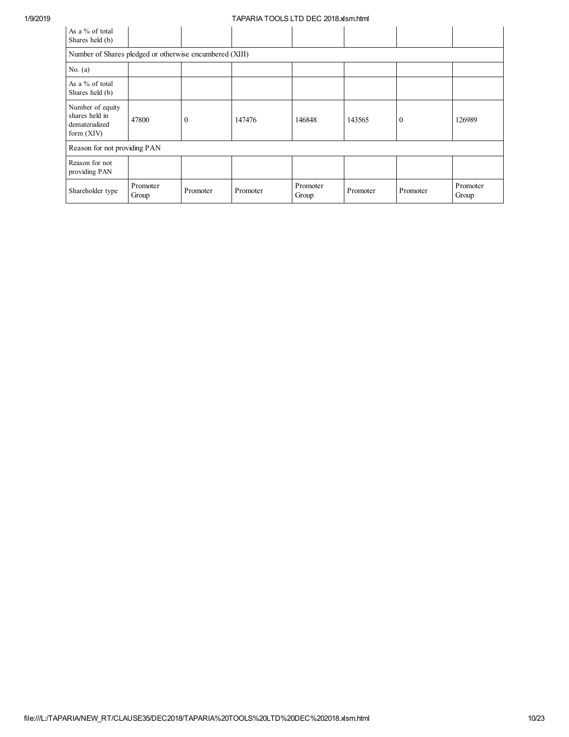| As a % of total Shares held (b) | | | | | | | |
|---|---|---|---|---|---|---|---|
| Number of Shares pledged or otherwise encumbered (XIII) | | | | | | | |
| No. (a) | | | | | | | |
| As a % of total Shares held (b) | | | | | | | |
| Number of equity shares held in dematerialized form (XIV) | 47800 | 0 | 147476 | 146848 | 143565 | 0 | 126989 |
| Reason for not providing PAN | | | | | | | |
| Reason for not providing PAN | | | | | | | |
| Shareholder type | Promoter Group | Promoter | Promoter | Promoter Group | Promoter | Promoter | Promoter Group |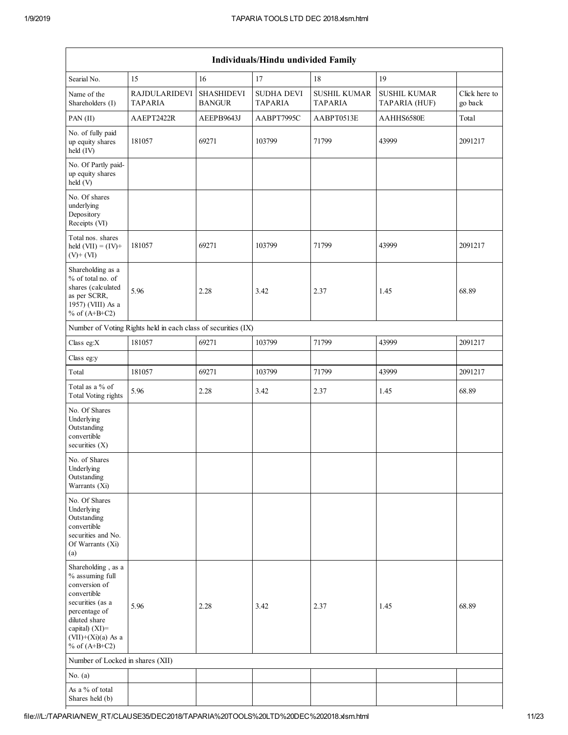| Individuals/Hindu undivided Family | | | | | | |
|---|---|---|---|---|---|---|
| Searial No. | 15 | 16 | 17 | 18 | 19 | |
| Name of the Shareholders (I) | RAJDULARIDEVI TAPARIA | SHASHIDEVI BANGUR | SUDHA DEVI TAPARIA | SUSHIL KUMAR TAPARIA | SUSHIL KUMAR TAPARIA (HUF) | Click here to go back |
| PAN (II) | AAEPT2422R | AEEPB9643J | AABPT7995C | AABPT0513E | AAHHS6580E | Total |
| No. of fully paid up equity shares held (IV) | 181057 | 69271 | 103799 | 71799 | 43999 | 2091217 |
| No. Of Partly paid-up equity shares held (V) | | | | | | |
| No. Of shares underlying Depository Receipts (VI) | | | | | | |
| Total nos. shares held (VII) = (IV)+ (V)+ (VI) | 181057 | 69271 | 103799 | 71799 | 43999 | 2091217 |
| Shareholding as a % of total no. of shares (calculated as per SCRR, 1957) (VIII) As a % of (A+B+C2) | 5.96 | 2.28 | 3.42 | 2.37 | 1.45 | 68.89 |
| Number of Voting Rights held in each class of securities (IX) | | | | | | |
| Class eg:X | 181057 | 69271 | 103799 | 71799 | 43999 | 2091217 |
| Class eg:y | | | | | | |
| Total | 181057 | 69271 | 103799 | 71799 | 43999 | 2091217 |
| Total as a % of Total Voting rights | 5.96 | 2.28 | 3.42 | 2.37 | 1.45 | 68.89 |
| No. Of Shares Underlying Outstanding convertible securities (X) | | | | | | |
| No. of Shares Underlying Outstanding Warrants (Xi) | | | | | | |
| No. Of Shares Underlying Outstanding convertible securities and No. Of Warrants (Xi) (a) | | | | | | |
| Shareholding , as a % assuming full conversion of convertible securities (as a percentage of diluted share capital) (XI)= (VII)+(Xi)(a) As a % of (A+B+C2) | 5.96 | 2.28 | 3.42 | 2.37 | 1.45 | 68.89 |
| Number of Locked in shares (XII) | | | | | | |
| No. (a) | | | | | | |
| As a % of total Shares held (b) | | | | | | |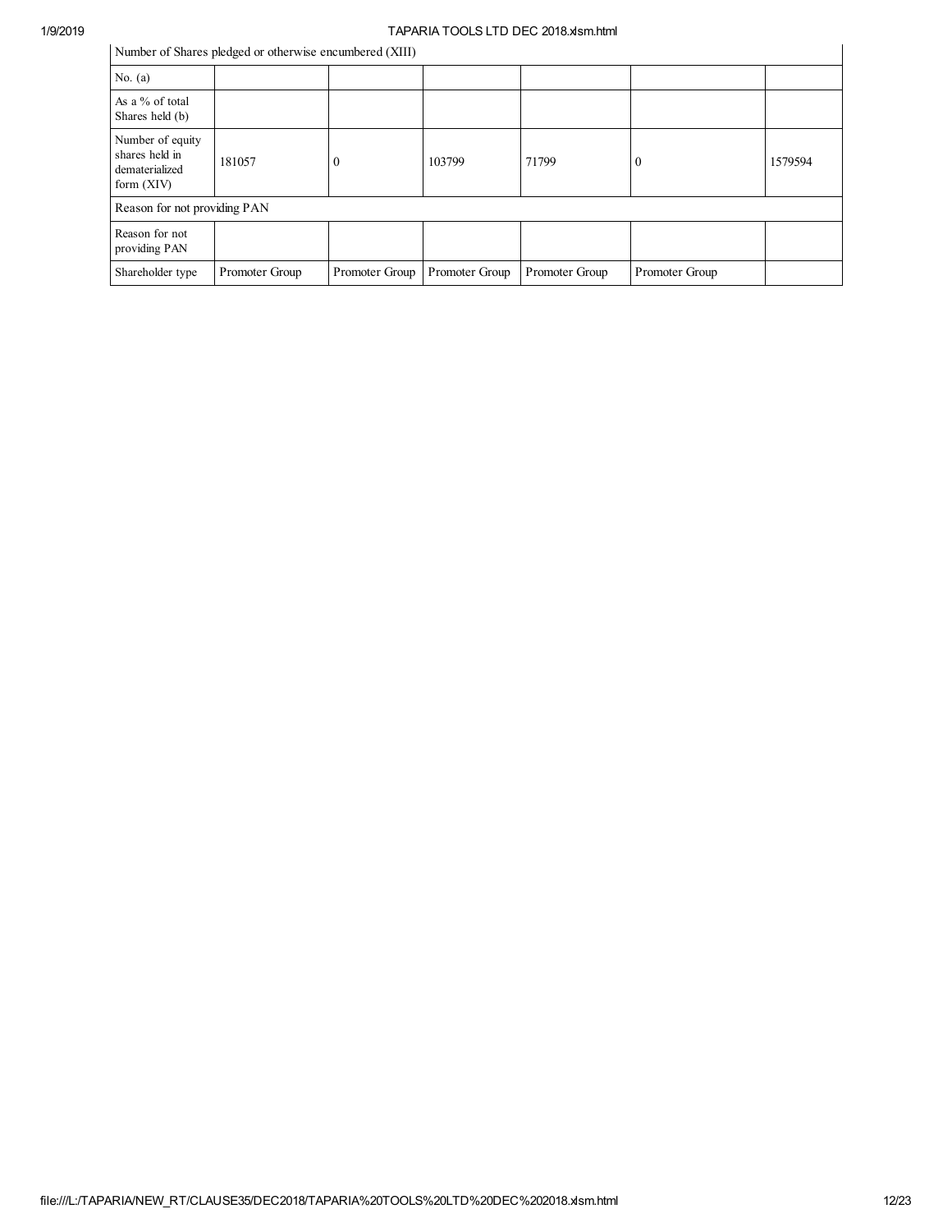| Number of Shares pledged or otherwise encumbered (XIII) | | | | | | |
|---|---|---|---|---|---|---|
| No. (a) | | | | | | |
| As a % of total Shares held (b) | | | | | | |
| Number of equity shares held in dematerialized form (XIV) | 181057 | 0 | 103799 | 71799 | 0 | 1579594 |
| Reason for not providing PAN | | | | | | |
| Reason for not providing PAN | | | | | | |
| Shareholder type | Promoter Group | Promoter Group | Promoter Group | Promoter Group | Promoter Group | |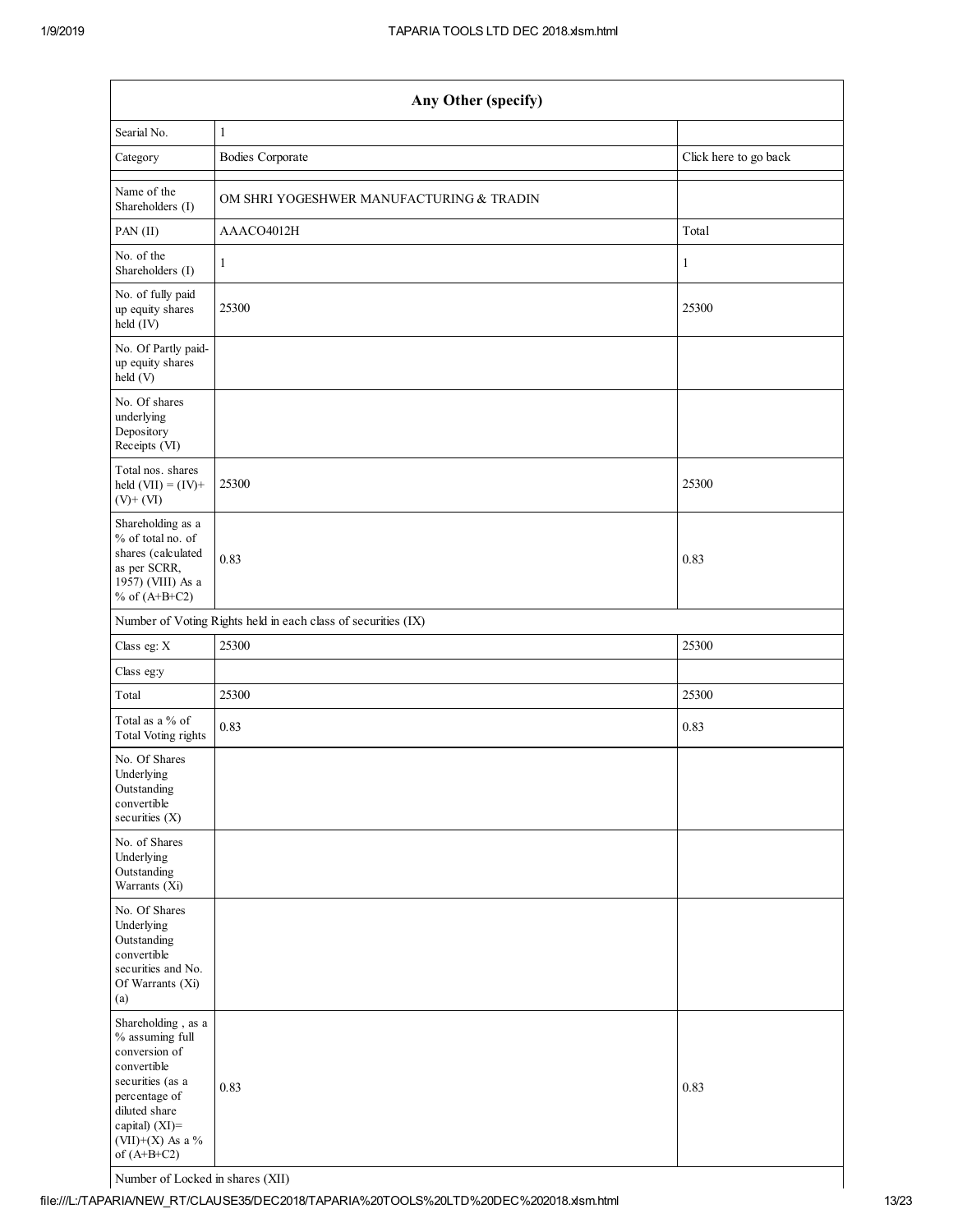| Any Other (specify) | | |
|---|---|---|
| Searial No. | 1 | |
| Category | Bodies Corporate | Click here to go back |
| Name of the Shareholders (I) | OM SHRI YOGESHWER MANUFACTURING & TRADIN | |
| PAN (II) | AAACO4012H | Total |
| No. of the Shareholders (I) | 1 | 1 |
| No. of fully paid up equity shares held (IV) | 25300 | 25300 |
| No. Of Partly paid-up equity shares held (V) | | |
| No. Of shares underlying Depository Receipts (VI) | | |
| Total nos. shares held (VII) = (IV)+ (V)+ (VI) | 25300 | 25300 |
| Shareholding as a % of total no. of shares (calculated as per SCRR, 1957) (VIII) As a % of (A+B+C2) | 0.83 | 0.83 |
| Number of Voting Rights held in each class of securities (IX) | | |
| Class eg: X | 25300 | 25300 |
| Class eg:y | | |
| Total | 25300 | 25300 |
| Total as a % of Total Voting rights | 0.83 | 0.83 |
| No. Of Shares Underlying Outstanding convertible securities (X) | | |
| No. of Shares Underlying Outstanding Warrants (Xi) | | |
| No. Of Shares Underlying Outstanding convertible securities and No. Of Warrants (Xi) (a) | | |
| Shareholding , as a % assuming full conversion of convertible securities (as a percentage of diluted share capital) (XI)= (VII)+(X) As a % of (A+B+C2) | 0.83 | 0.83 |
| Number of Locked in shares (XII) | | |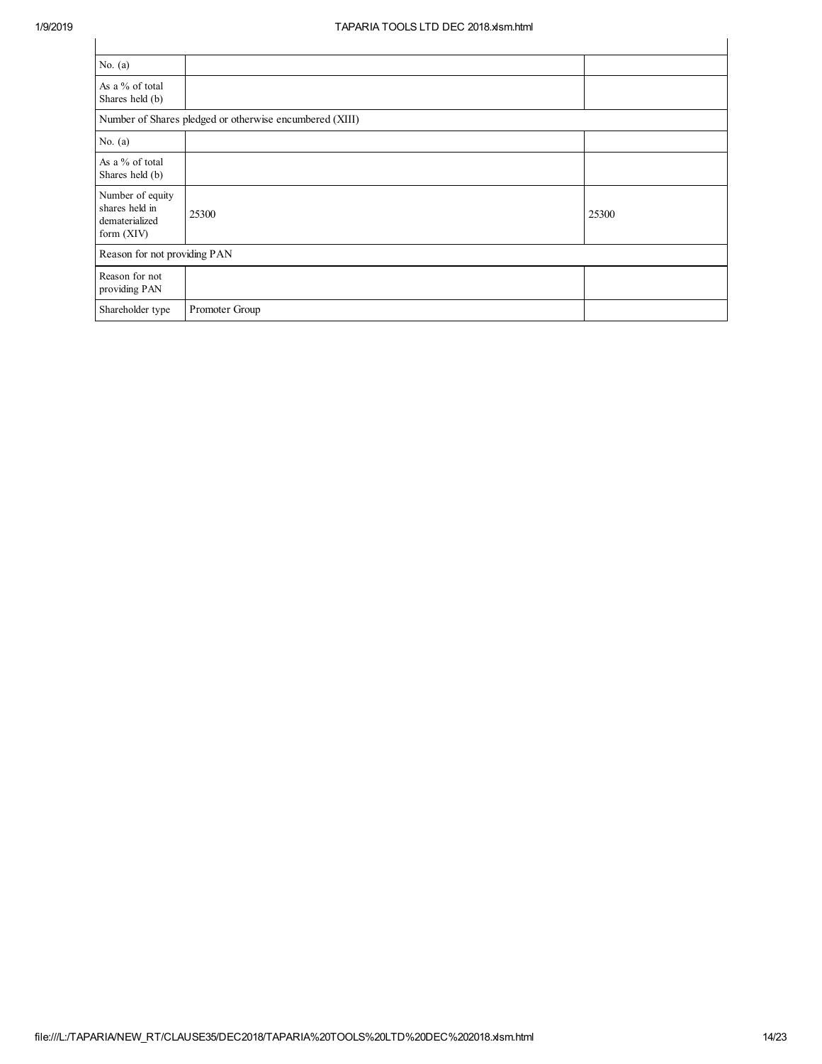| | | |
|---|---|---|
| No. (a) | | |
| As a % of total Shares held (b) | | |
| Number of Shares pledged or otherwise encumbered (XIII) | | |
| No. (a) | | |
| As a % of total Shares held (b) | | |
| Number of equity shares held in dematerialized form (XIV) | 25300 | 25300 |
| Reason for not providing PAN | | |
| Reason for not providing PAN | | |
| Shareholder type | Promoter Group | |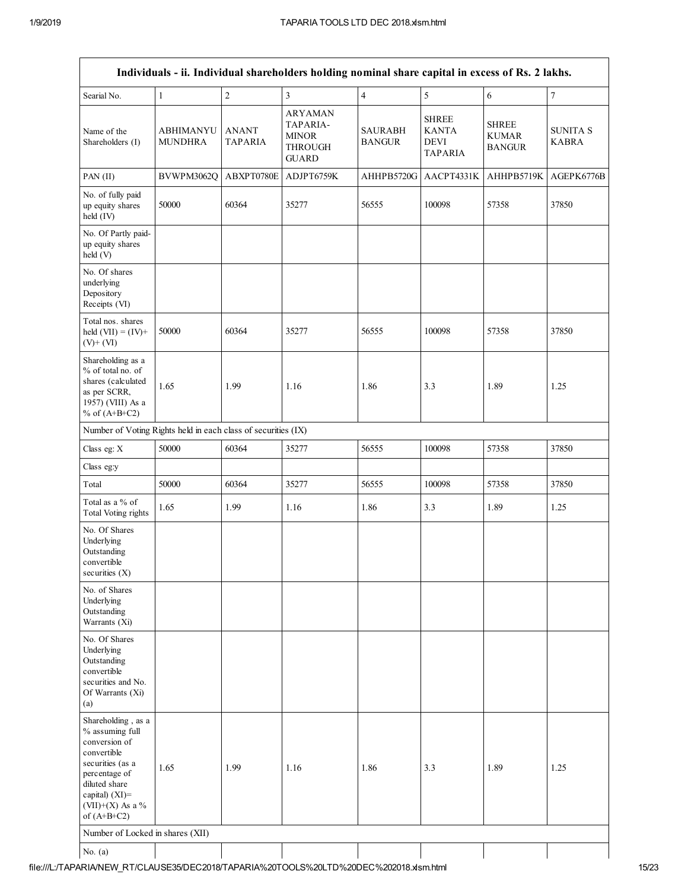| Individuals - ii. Individual shareholders holding nominal share capital in excess of Rs. 2 lakhs. | | | | | | | |
|---|---|---|---|---|---|---|---|
| Searial No. | 1 | 2 | 3 | 4 | 5 | 6 | 7 |
| Name of the Shareholders (I) | ABHIMANYU MUNDHRA | ANANT TAPARIA | ARYAMAN TAPARIA-MINOR THROUGH GUARD | SAURABH BANGUR | SHREE KANTA DEVI TAPARIA | SHREE KUMAR BANGUR | SUNITA S KABRA |
| PAN (II) | BVWPM3062Q | ABXPT0780E | ADJPT6759K | AHHPB5720G | AACPT4331K | AHHPB5719K | AGEPK6776B |
| No. of fully paid up equity shares held (IV) | 50000 | 60364 | 35277 | 56555 | 100098 | 57358 | 37850 |
| No. Of Partly paid-up equity shares held (V) | | | | | | | |
| No. Of shares underlying Depository Receipts (VI) | | | | | | | |
| Total nos. shares held (VII) = (IV)+ (V)+ (VI) | 50000 | 60364 | 35277 | 56555 | 100098 | 57358 | 37850 |
| Shareholding as a % of total no. of shares (calculated as per SCRR, 1957) (VIII) As a % of (A+B+C2) | 1.65 | 1.99 | 1.16 | 1.86 | 3.3 | 1.89 | 1.25 |
| Number of Voting Rights held in each class of securities (IX) | | | | | | | |
| Class eg: X | 50000 | 60364 | 35277 | 56555 | 100098 | 57358 | 37850 |
| Class eg:y | | | | | | | |
| Total | 50000 | 60364 | 35277 | 56555 | 100098 | 57358 | 37850 |
| Total as a % of Total Voting rights | 1.65 | 1.99 | 1.16 | 1.86 | 3.3 | 1.89 | 1.25 |
| No. Of Shares Underlying Outstanding convertible securities (X) | | | | | | | |
| No. of Shares Underlying Outstanding Warrants (Xi) | | | | | | | |
| No. Of Shares Underlying Outstanding convertible securities and No. Of Warrants (Xi) (a) | | | | | | | |
| Shareholding , as a % assuming full conversion of convertible securities (as a percentage of diluted share capital) (XI)= (VII)+(X) As a % of (A+B+C2) | 1.65 | 1.99 | 1.16 | 1.86 | 3.3 | 1.89 | 1.25 |
| Number of Locked in shares (XII) | | | | | | | |
| No. (a) | | | | | | | |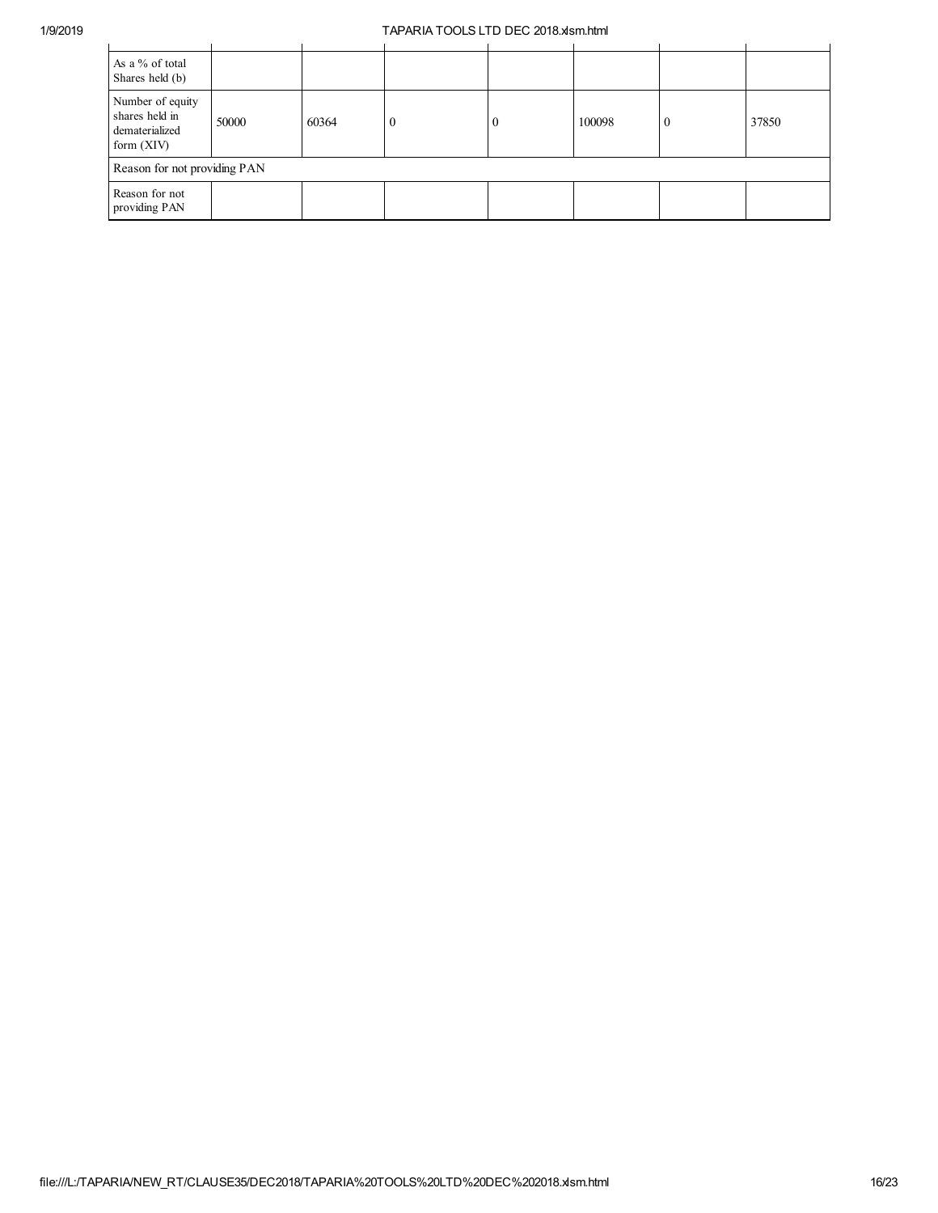| | | | | | | | |
|---|---|---|---|---|---|---|---|
| As a % of total Shares held (b) | | | | | | | |
| Number of equity shares held in dematerialized form (XIV) | 50000 | 60364 | 0 | 0 | 100098 | 0 | 37850 |
| Reason for not providing PAN | | | | | | | |
| Reason for not providing PAN | | | | | | | |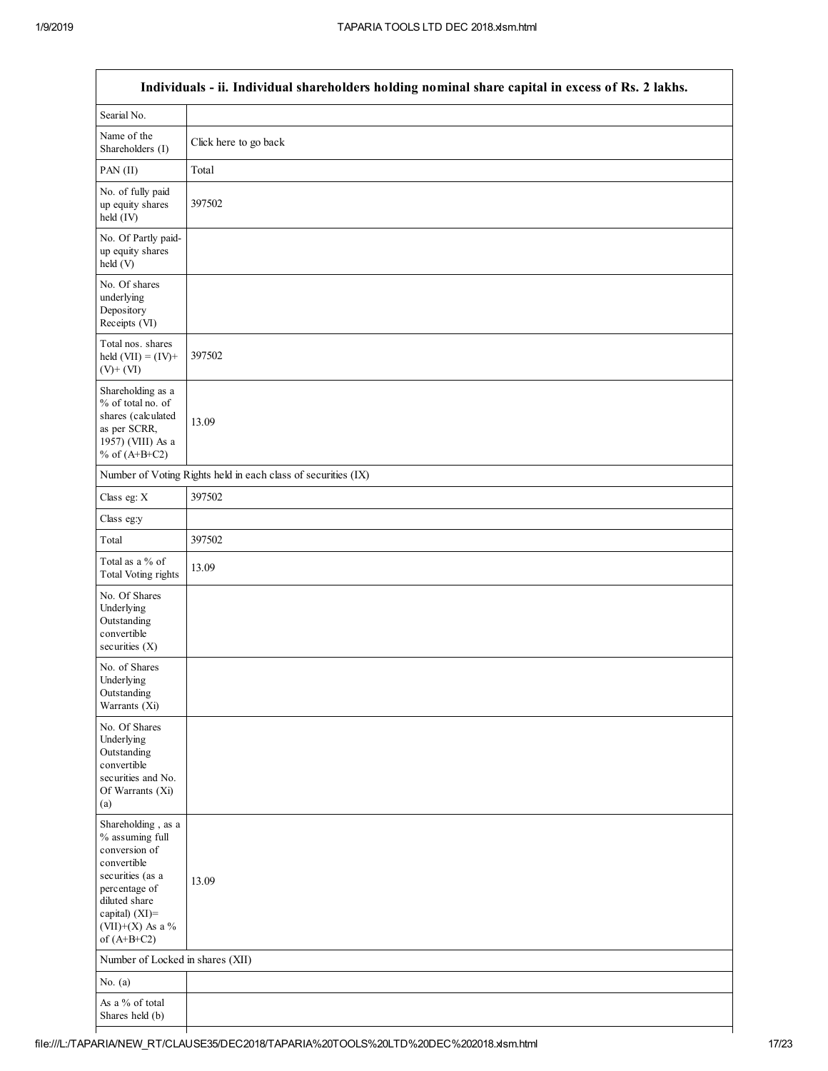| Individuals - ii. Individual shareholders holding nominal share capital in excess of Rs. 2 lakhs. | |
|---|---|
| Searial No. | |
| Name of the Shareholders (I) | Click here to go back |
| PAN (II) | Total |
| No. of fully paid up equity shares held (IV) | 397502 |
| No. Of Partly paid-up equity shares held (V) | |
| No. Of shares underlying Depository Receipts (VI) | |
| Total nos. shares held (VII) = (IV)+ (V)+ (VI) | 397502 |
| Shareholding as a % of total no. of shares (calculated as per SCRR, 1957) (VIII) As a % of (A+B+C2) | 13.09 |
| Number of Voting Rights held in each class of securities (IX) | |
| Class eg: X | 397502 |
| Class eg:y | |
| Total | 397502 |
| Total as a % of Total Voting rights | 13.09 |
| No. Of Shares Underlying Outstanding convertible securities (X) | |
| No. of Shares Underlying Outstanding Warrants (Xi) | |
| No. Of Shares Underlying Outstanding convertible securities and No. Of Warrants (Xi) (a) | |
| Shareholding , as a % assuming full conversion of convertible securities (as a percentage of diluted share capital) (XI)= (VII)+(X) As a % of (A+B+C2) | 13.09 |
| Number of Locked in shares (XII) | |
| No. (a) | |
| As a % of total Shares held (b) | |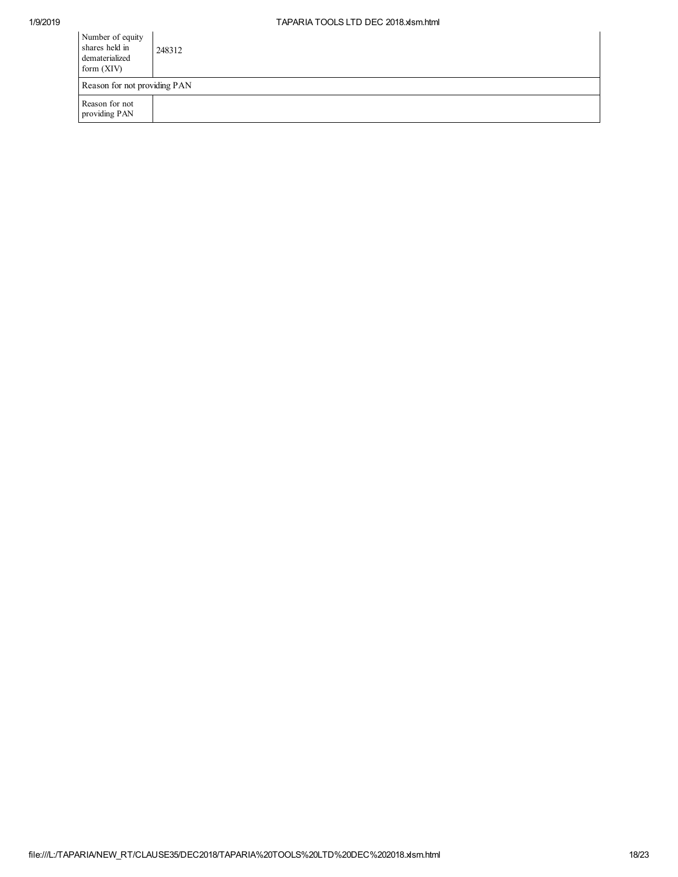| | |
|---|---|
| Number of equity shares held in dematerialized form (XIV) | 248312 |
| Reason for not providing PAN | |
| Reason for not providing PAN | |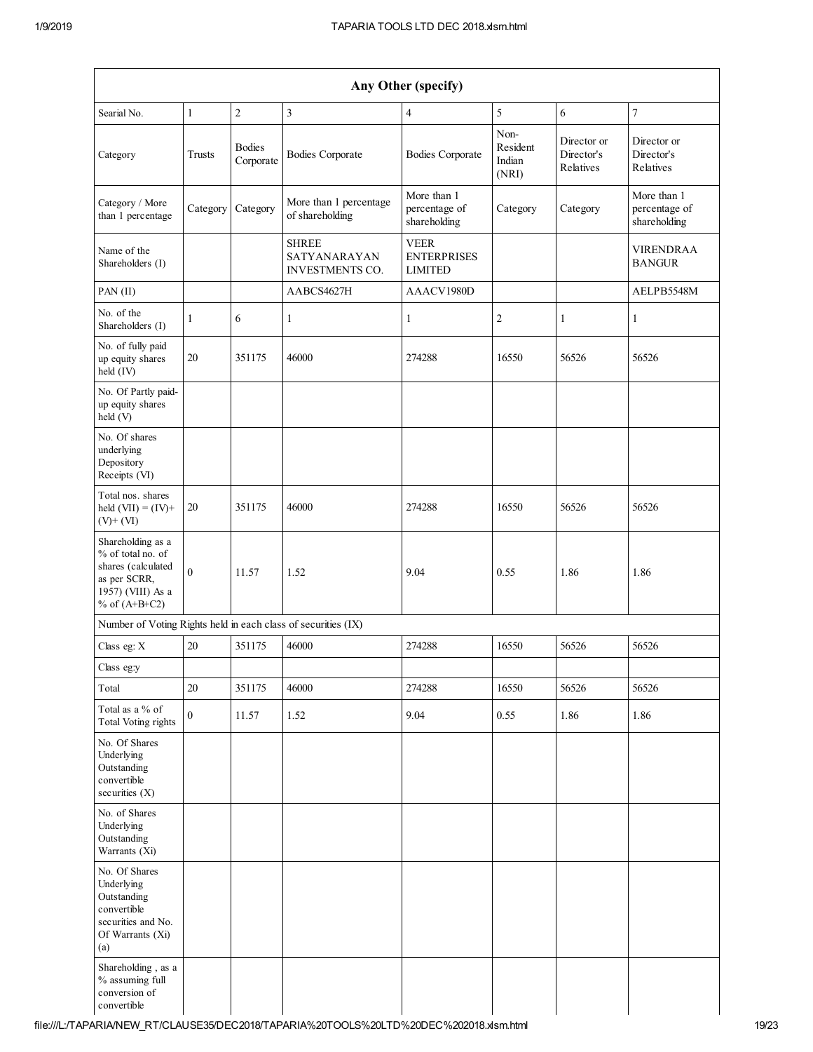| Any Other (specify) | | | | | | | |
|---|---|---|---|---|---|---|---|
| Searial No. | 1 | 2 | 3 | 4 | 5 | 6 | 7 |
| Category | Trusts | Bodies Corporate | Bodies Corporate | Bodies Corporate | Non-Resident Indian (NRI) | Director or Director's Relatives | Director or Director's Relatives |
| Category / More than 1 percentage | Category | Category | More than 1 percentage of shareholding | More than 1 percentage of shareholding | Category | Category | More than 1 percentage of shareholding |
| Name of the Shareholders (I) | | | SHREE SATYANARAYAN INVESTMENTS CO. | VEER ENTERPRISES LIMITED | | | VIRENDRAA BANGUR |
| PAN (II) | | | AABCS4627H | AAACV1980D | | | AELPB5548M |
| No. of the Shareholders (I) | 1 | 6 | 1 | 1 | 2 | 1 | 1 |
| No. of fully paid up equity shares held (IV) | 20 | 351175 | 46000 | 274288 | 16550 | 56526 | 56526 |
| No. Of Partly paid-up equity shares held (V) | | | | | | | |
| No. Of shares underlying Depository Receipts (VI) | | | | | | | |
| Total nos. shares held (VII) = (IV)+ (V)+ (VI) | 20 | 351175 | 46000 | 274288 | 16550 | 56526 | 56526 |
| Shareholding as a % of total no. of shares (calculated as per SCRR, 1957) (VIII) As a % of (A+B+C2) | 0 | 11.57 | 1.52 | 9.04 | 0.55 | 1.86 | 1.86 |
| Number of Voting Rights held in each class of securities (IX) | | | | | | | |
| Class eg: X | 20 | 351175 | 46000 | 274288 | 16550 | 56526 | 56526 |
| Class eg:y | | | | | | | |
| Total | 20 | 351175 | 46000 | 274288 | 16550 | 56526 | 56526 |
| Total as a % of Total Voting rights | 0 | 11.57 | 1.52 | 9.04 | 0.55 | 1.86 | 1.86 |
| No. Of Shares Underlying Outstanding convertible securities (X) | | | | | | | |
| No. of Shares Underlying Outstanding Warrants (Xi) | | | | | | | |
| No. Of Shares Underlying Outstanding convertible securities and No. Of Warrants (Xi) (a) | | | | | | | |
| Shareholding , as a % assuming full conversion of convertible | | | | | | | |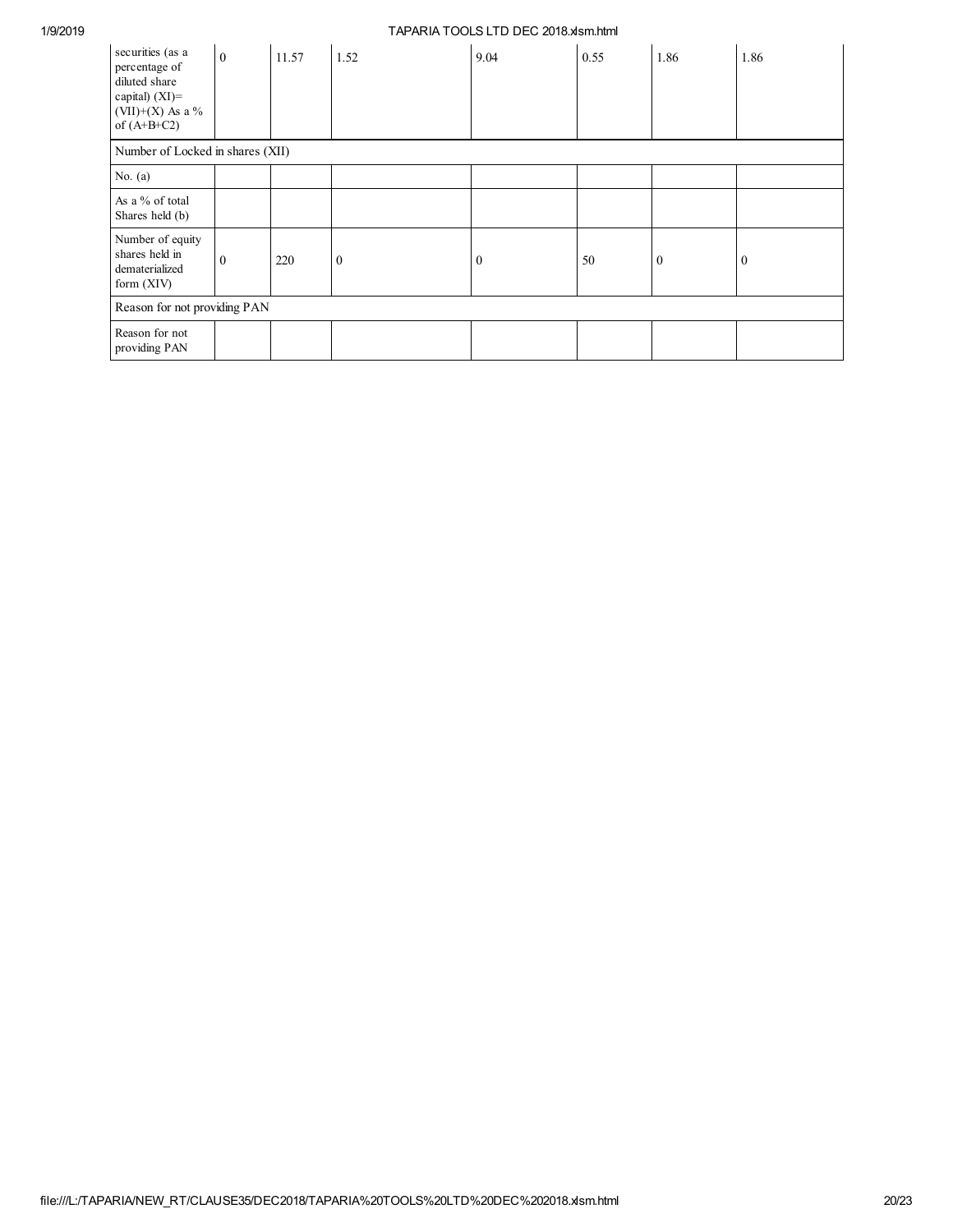| securities (as a percentage of diluted share capital) (XI)= (VII)+(X) As a % of (A+B+C2) | 0 | 11.57 | 1.52 | 9.04 | 0.55 | 1.86 | 1.86 |
|---|---|---|---|---|---|---|---|
| Number of Locked in shares (XII) | | | | | | | |
| No. (a) | | | | | | | |
| As a % of total Shares held (b) | | | | | | | |
| Number of equity shares held in dematerialized form (XIV) | 0 | 220 | 0 | 0 | 50 | 0 | 0 |
| Reason for not providing PAN | | | | | | | |
| Reason for not providing PAN | | | | | | | |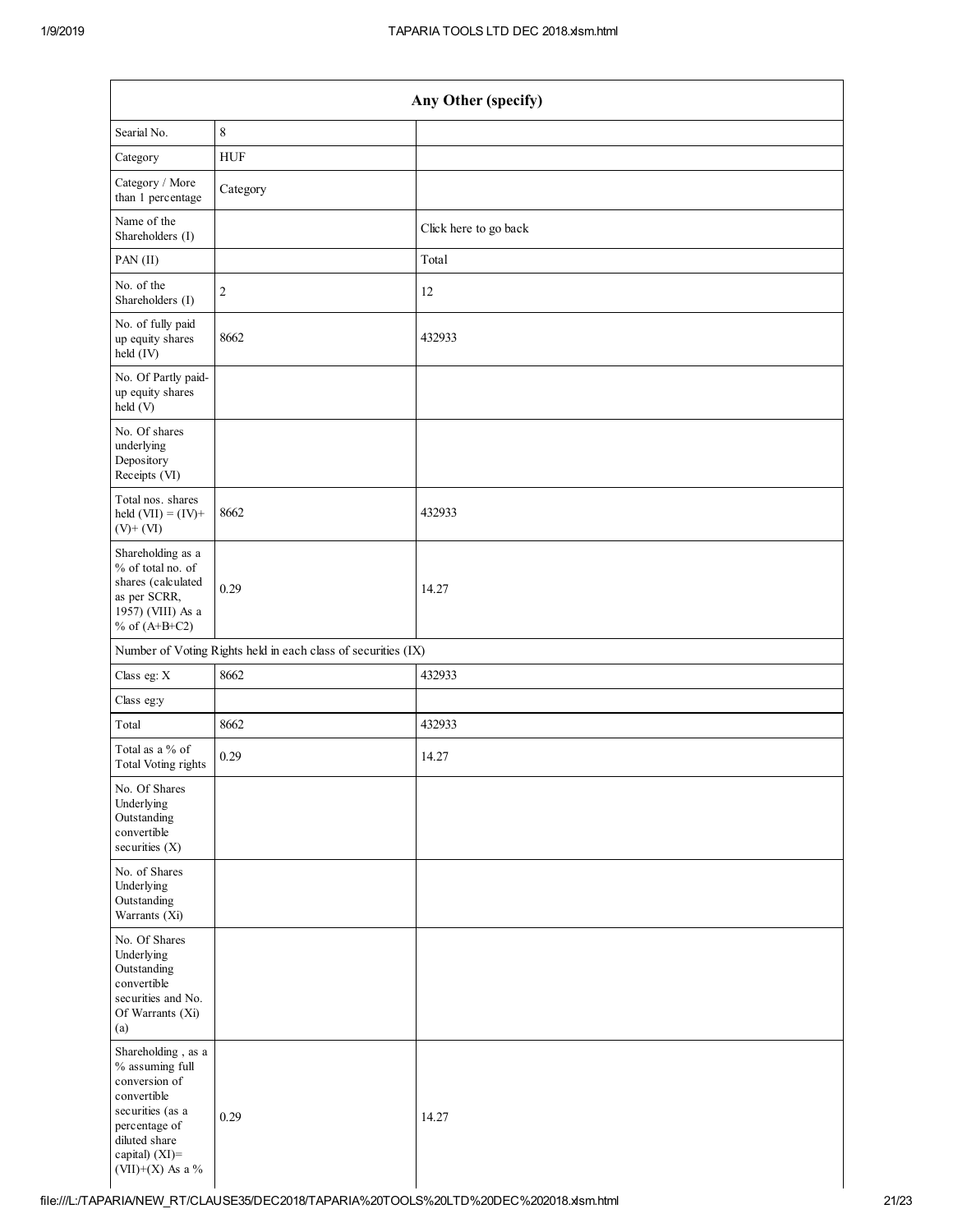| Any Other (specify) | | |
|---|---|---|
| Searial No. | 8 | |
| Category | HUF | |
| Category / More than 1 percentage | Category | |
| Name of the Shareholders (I) | | Click here to go back |
| PAN (II) | | Total |
| No. of the Shareholders (I) | 2 | 12 |
| No. of fully paid up equity shares held (IV) | 8662 | 432933 |
| No. Of Partly paid-up equity shares held (V) | | |
| No. Of shares underlying Depository Receipts (VI) | | |
| Total nos. shares held (VII) = (IV)+ (V)+ (VI) | 8662 | 432933 |
| Shareholding as a % of total no. of shares (calculated as per SCRR, 1957) (VIII) As a % of (A+B+C2) | 0.29 | 14.27 |
| Number of Voting Rights held in each class of securities (IX) | | |
| Class eg: X | 8662 | 432933 |
| Class eg:y | | |
| Total | 8662 | 432933 |
| Total as a % of Total Voting rights | 0.29 | 14.27 |
| No. Of Shares Underlying Outstanding convertible securities (X) | | |
| No. of Shares Underlying Outstanding Warrants (Xi) | | |
| No. Of Shares Underlying Outstanding convertible securities and No. Of Warrants (Xi) (a) | | |
| Shareholding , as a % assuming full conversion of convertible securities (as a percentage of diluted share capital) (XI)= (VII)+(X) As a % | 0.29 | 14.27 |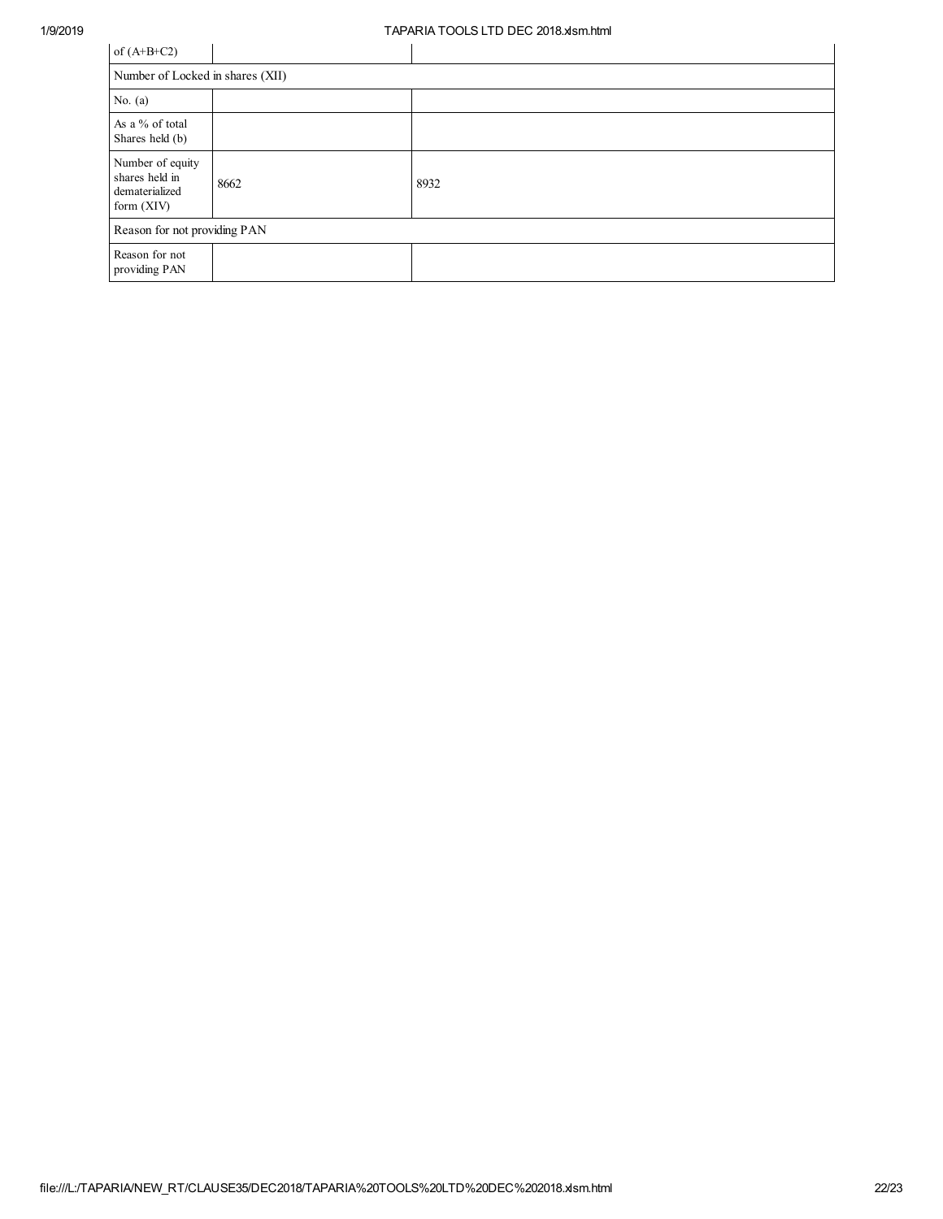| | | |
|---|---|---|
| of (A+B+C2) | | |
| Number of Locked in shares (XII) | | |
| No. (a) | | |
| As a % of total Shares held (b) | | |
| Number of equity shares held in dematerialized form (XIV) | 8662 | 8932 |
| Reason for not providing PAN | | |
| Reason for not providing PAN | | |